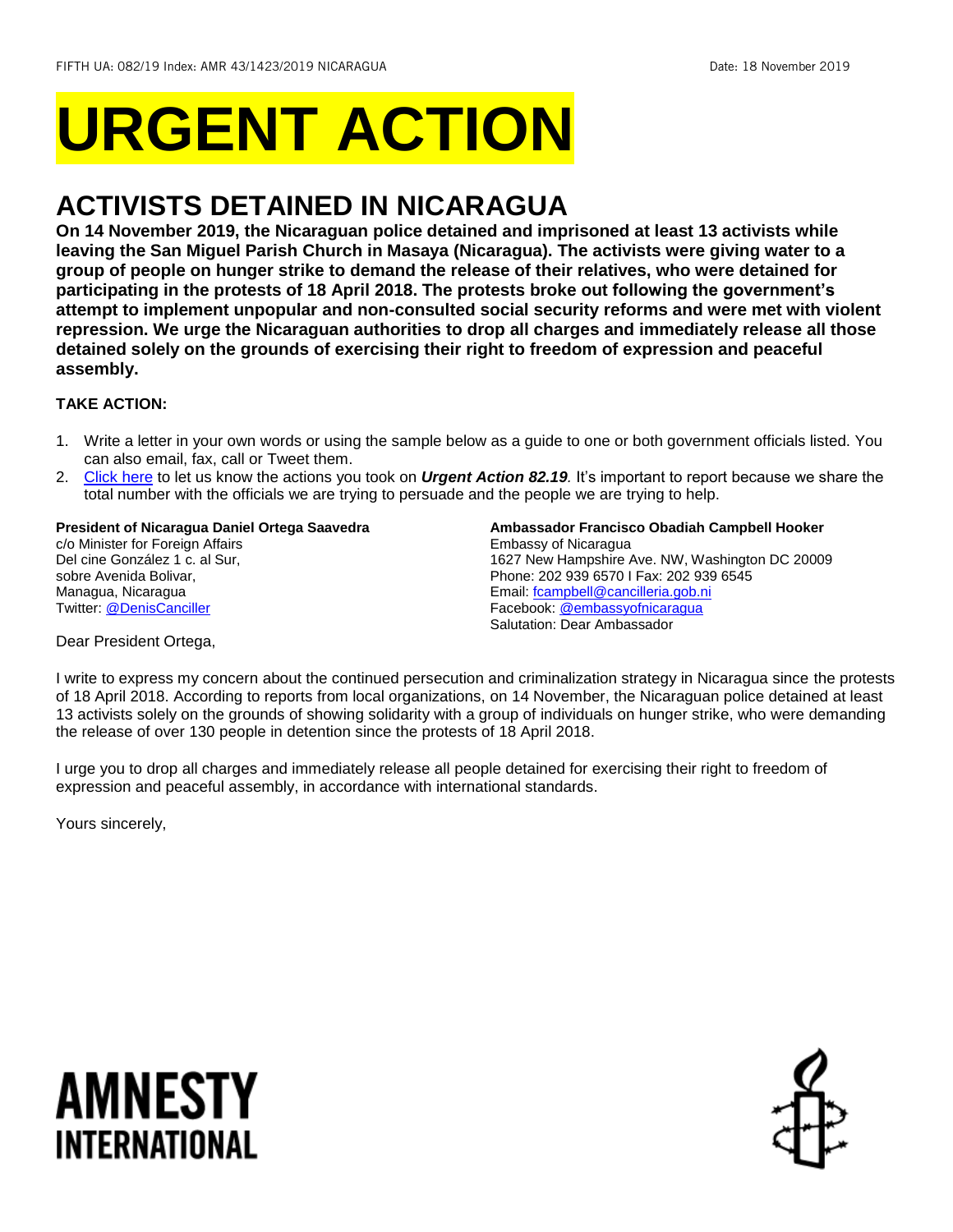FIFTH UA: 082/19 Index: AMR 43/1423/2019 NICARAGUA Date: 18 November 2019

# URGENT ACTION

## ACTIVISTS DETAINED IN NICARAGUA

**On 14 November 2019, the Nicaraguan police detained and imprisoned at least 13 activists while leaving the San Miguel Parish Church in Masaya (Nicaragua). The activists were giving water to a group of people on hunger strike to demand the release of their relatives, who were detained for participating in the protests of 18 April 2018. The protests broke out following the government's attempt to implement unpopular and non-consulted social security reforms and were met with violent repression. We urge the Nicaraguan authorities to drop all charges and immediately release all those detained solely on the grounds of exercising their right to freedom of expression and peaceful assembly.**

**TAKE ACTION:**

1. Write a letter in your own words or using the sample below as a guide to one or both government officials listed. You can also email, fax, call or Tweet them.
2. Click here to let us know the actions you took on ***Urgent Action 82.19***. It's important to report because we share the total number with the officials we are trying to persuade and the people we are trying to help.

**President of Nicaragua Daniel Ortega Saavedra**
c/o Minister for Foreign Affairs
Del cine González 1 c. al Sur,
sobre Avenida Bolivar,
Managua, Nicaragua
Twitter: @DenisCanciller

**Ambassador Francisco Obadiah Campbell Hooker**
Embassy of Nicaragua
1627 New Hampshire Ave. NW, Washington DC 20009
Phone: 202 939 6570 I Fax: 202 939 6545
Email: fcampbell@cancilleria.gob.ni
Facebook: @embassyofnicaragua
Salutation: Dear Ambassador

Dear President Ortega,

I write to express my concern about the continued persecution and criminalization strategy in Nicaragua since the protests of 18 April 2018. According to reports from local organizations, on 14 November, the Nicaraguan police detained at least 13 activists solely on the grounds of showing solidarity with a group of individuals on hunger strike, who were demanding the release of over 130 people in detention since the protests of 18 April 2018.

I urge you to drop all charges and immediately release all people detained for exercising their right to freedom of expression and peaceful assembly, in accordance with international standards.

Yours sincerely,

AMNESTY INTERNATIONAL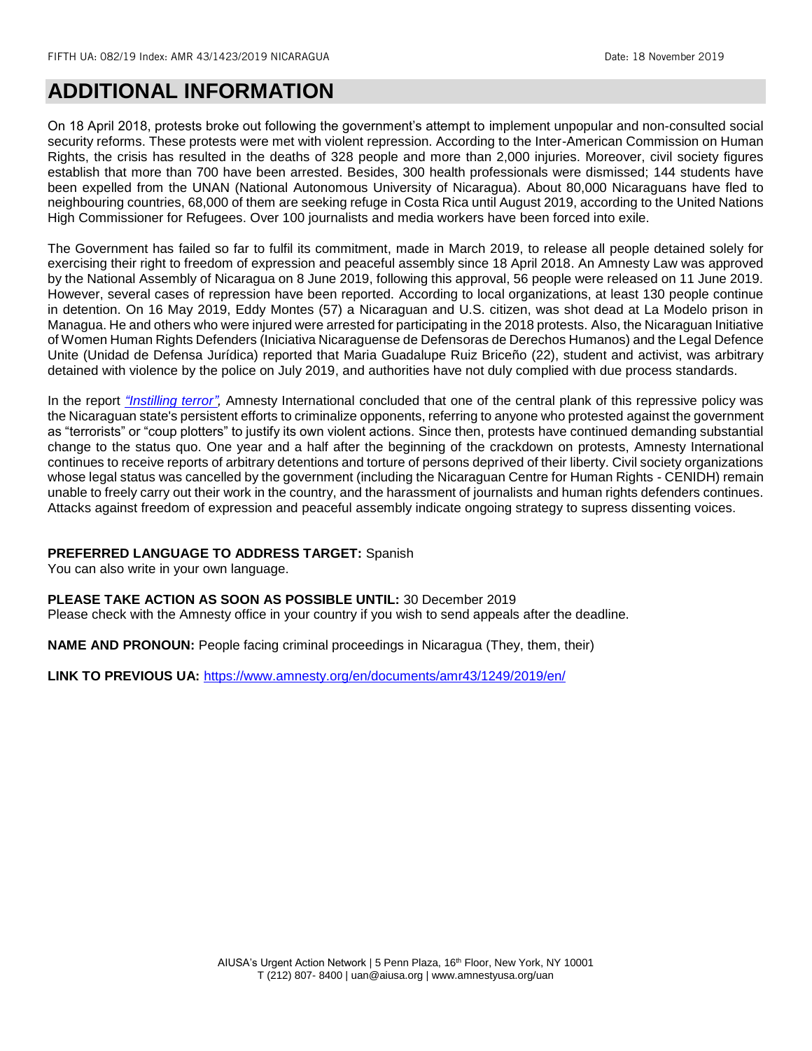# ADDITIONAL INFORMATION

On 18 April 2018, protests broke out following the government's attempt to implement unpopular and non-consulted social security reforms. These protests were met with violent repression. According to the Inter-American Commission on Human Rights, the crisis has resulted in the deaths of 328 people and more than 2,000 injuries. Moreover, civil society figures establish that more than 700 have been arrested. Besides, 300 health professionals were dismissed; 144 students have been expelled from the UNAN (National Autonomous University of Nicaragua). About 80,000 Nicaraguans have fled to neighbouring countries, 68,000 of them are seeking refuge in Costa Rica until August 2019, according to the United Nations High Commissioner for Refugees. Over 100 journalists and media workers have been forced into exile.

The Government has failed so far to fulfil its commitment, made in March 2019, to release all people detained solely for exercising their right to freedom of expression and peaceful assembly since 18 April 2018. An Amnesty Law was approved by the National Assembly of Nicaragua on 8 June 2019, following this approval, 56 people were released on 11 June 2019. However, several cases of repression have been reported. According to local organizations, at least 130 people continue in detention. On 16 May 2019, Eddy Montes (57) a Nicaraguan and U.S. citizen, was shot dead at La Modelo prison in Managua. He and others who were injured were arrested for participating in the 2018 protests. Also, the Nicaraguan Initiative of Women Human Rights Defenders (Iniciativa Nicaraguense de Defensoras de Derechos Humanos) and the Legal Defence Unite (Unidad de Defensa Jurídica) reported that Maria Guadalupe Ruiz Briceño (22), student and activist, was arbitrary detained with violence by the police on July 2019, and authorities have not duly complied with due process standards.

In the report *"Instilling terror",* Amnesty International concluded that one of the central plank of this repressive policy was the Nicaraguan state's persistent efforts to criminalize opponents, referring to anyone who protested against the government as "terrorists" or "coup plotters" to justify its own violent actions. Since then, protests have continued demanding substantial change to the status quo. One year and a half after the beginning of the crackdown on protests, Amnesty International continues to receive reports of arbitrary detentions and torture of persons deprived of their liberty. Civil society organizations whose legal status was cancelled by the government (including the Nicaraguan Centre for Human Rights - CENIDH) remain unable to freely carry out their work in the country, and the harassment of journalists and human rights defenders continues. Attacks against freedom of expression and peaceful assembly indicate ongoing strategy to supress dissenting voices.

**PREFERRED LANGUAGE TO ADDRESS TARGET:** Spanish
You can also write in your own language.

**PLEASE TAKE ACTION AS SOON AS POSSIBLE UNTIL:** 30 December 2019
Please check with the Amnesty office in your country if you wish to send appeals after the deadline.

**NAME AND PRONOUN:** People facing criminal proceedings in Nicaragua (They, them, their)

**LINK TO PREVIOUS UA:** https://www.amnesty.org/en/documents/amr43/1249/2019/en/